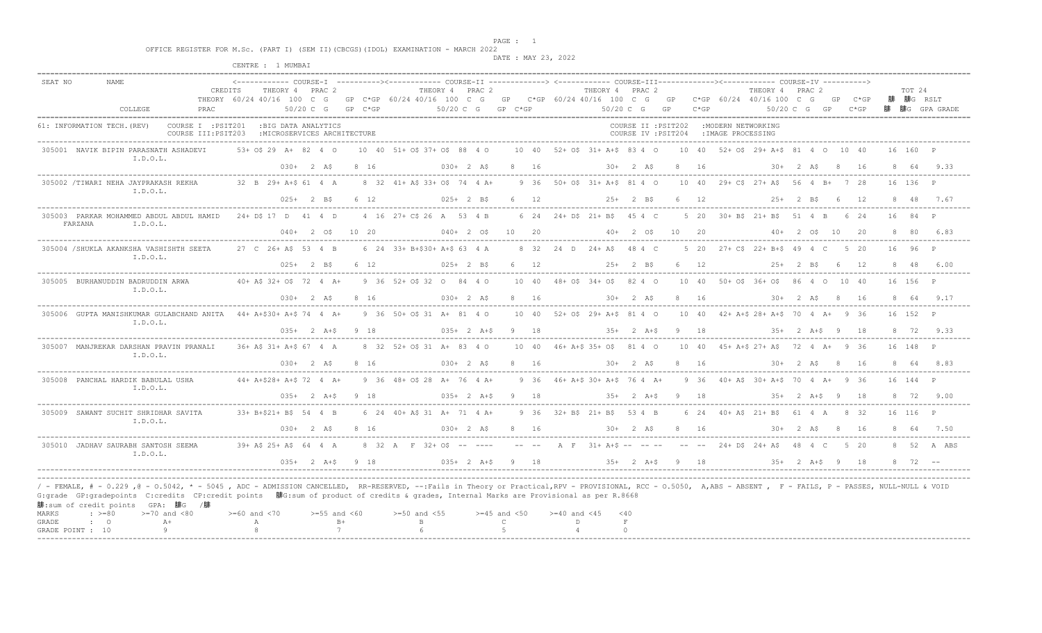OFFICE REGISTER FOR M.Sc. (PART I) (SEM II)(CBCGS)(IDOL) EXAMINATION - MARCH 2022

DATE : MAY 23, 2022

CENTRE : 1 MUMBAI

```
SEAT NO      NAME                          <------------ COURSE-I  ---------><------------ COURSE-II -------------> <------------ COURSE-III-----------><------------ COURSE-IV ---------->
                                  CREDITS    THEORY 4   PRAC 2              THEORY 4   PRAC 2                     THEORY 4   PRAC 2                    THEORY 4   PRAC 2                  TOT 24
                                  THEORY 60/24 40/16 100  C  G   GP  C*GP 60/24 40/16 100  C  G   GP   C*GP 60/24 40/16 100  C  G   GP   C*GP 60/24 40/16 100  C  G   GP  C*GP   䅀  䅀G RSLT
               COLLEGE            PRAC           50/20 C  G   GP  C*GP          50/20 C  G   GP  C*GP           50/20 C  G   GP   C*GP          50/20 C  G   GP  C*GP   䅀  䅀G GPA GRADE

61: INFORMATION TECH.(REV)    COURSE I  :PSIT201   :BIG DATA ANALYTICS                                     COURSE II :PSIT202   :MODERN NETWORKING
                              COURSE III:PSIT203   :MICROSERVICES ARCHITECTURE                             COURSE IV :PSIT204   :IMAGE PROCESSING

 305001  NAVIK BIPIN PARASNATH ASHADEVI     53+ O$ 29  A+  82  4  O    10  40  51+ O$ 37+ O$  88  4 O    10  40   52+ O$  31+ A+$ 83 4  O    10  40   52+ O$  29+ A+$  81  4  O   10  40    16  160  P
         I.D.O.L.
                                                   030+   2  A$    8  16              030+  2  A$    8   16                30+  2  A$    8   16                 30+  2  A$    8   16     8   64   9.33

 305002 /TIWARI NEHA JAYPRAKASH REKHA       32  B  29+ A+$ 61  4  A    8  32  41+ A$ 33+ O$  74  4 A+    9  36   50+ O$  31+ A+$ 81 4  O    10  40   29+ C$  27+ A$   56  4  B+   7  28    16  136  P
         I.D.O.L.
                                                   025+   2  B$    6  12              025+  2  B$    6   12                25+  2  B$    6   12                 25+  2  B$    6   12     8   48   7.67

 305003  PARKAR MOHAMMED ABDUL ABDUL HAMID  24+ D$ 17  D   41  4  D    4  16  27+ C$ 26  A   53  4 B     6  24   24+ D$  21+ B$  45 4  C     5  20   30+ B$  21+ B$   51  4  B    6  24    16   84  P
     FARZANA        I.D.O.L.
                                                   040+   2  O$   10  20              040+  2  O$   10   20                40+  2  O$   10   20                 40+  2  O$  10   20     8   80   6.83

 305004 /SHUKLA AKANKSHA VASHISHTH SEETA    27  C  26+ A$  53  4  B    6  24  33+ B+$30+ A+$ 63  4 A     8  32   24  D   24+ A$  48 4  C     5  20   27+ C$  22+ B+$  49  4  C    5  20    16   96  P
         I.D.O.L.
                                                   025+   2  B$    6  12              025+  2  B$    6   12                25+  2  B$    6   12                 25+  2  B$    6   12     8   48   6.00

 305005  BURHANUDDIN BADRUDDIN ARWA         40+ A$ 32+ O$  72  4  A+   9  36  52+ O$ 32  O   84  4 O    10  40   48+ O$  34+ O$  82 4  O    10  40   50+ O$  36+ O$   86  4  O   10  40    16  156  P
         I.D.O.L.
                                                   030+   2  A$    8  16              030+  2  A$    8   16                30+  2  A$    8   16                 30+  2  A$    8   16     8   64   9.17

 305006  GUPTA MANISHKUMAR GULABCHAND ANITA 44+ A+$30+ A+$ 74  4  A+   9  36  50+ O$ 31  A+  81  4 O    10  40   52+ O$  29+ A+$ 81 4  O    10  40   42+ A+$ 28+ A+$  70  4  A+   9  36    16  152  P
         I.D.O.L.
                                                   035+   2  A+$   9  18              035+  2  A+$   9   18                35+  2  A+$   9   18                 35+  2  A+$   9   18     8   72   9.33

 305007  MANJREKAR DARSHAN PRAVIN PRANALI   36+ A$ 31+ A+$ 67  4  A    8  32  52+ O$ 31  A+  83  4 O    10  40   46+ A+$ 35+ O$  81 4  O    10  40   45+ A+$ 27+ A$   72  4  A+   9  36    16  148  P
         I.D.O.L.
                                                   030+   2  A$    8  16              030+  2  A$    8   16                30+  2  A$    8   16                 30+  2  A$    8   16     8   64   8.83

 305008  PANCHAL HARDIK BABULAL USHA        44+ A+$28+ A+$ 72  4  A+   9  36  48+ O$ 28  A+  76  4 A+    9  36   46+ A+$ 30+ A+$ 76 4  A+    9  36   40+ A$  30+ A+$  70  4  A+   9  36    16  144  P
         I.D.O.L.
                                                   035+   2  A+$   9  18              035+  2  A+$   9   18                35+  2  A+$   9   18                 35+  2  A+$   9   18     8   72   9.00

 305009  SAWANT SUCHIT SHRIDHAR SAVITA      33+ B+$21+ B$  54  4  B    6  24  40+ A$ 31  A+  71  4 A+    9  36   32+ B$  21+ B$  53 4  B     6  24   40+ A$  21+ B$   61  4  A    8  32    16  116  P
         I.D.O.L.
                                                   030+   2  A$    8  16              030+  2  A$    8   16                30+  2  A$    8   16                 30+  2  A$    8   16     8   64   7.50

 305010  JADHAV SAURABH SANTOSH SEEMA       39+ A$ 25+ A$  64  4  A    8  32  A   F  32+ O$  --  ----   --  --   A  F   31+ A+$ --  -- --   --  --   24+ D$  24+ A$   48  4  C    5  20     8   52  A ABS
         I.D.O.L.
                                                   035+   2  A+$   9  18              035+  2  A+$   9   18                35+  2  A+$   9   18                 35+  2  A+$   9   18     8   72   --
```

/ - FEMALE, # - 0.229 ,@ - O.5042, * - 5045 , ADC - ADMISSION CANCELLED, RR-RESERVED, --:Fails in Theory or Practical,RPV - PROVISIONAL, RCC - O.5050, A,ABS - ABSENT , F - FAILS, P - PASSES, NULL-NULL & VOID
G:grade GP:gradepoints C:credits CP:credit points 䅀G:sum of product of credits & grades, Internal Marks are Provisional as per R.8668
䅀:sum of credit points GPA: 䅀G /䅀

| MARKS | : >=80 | >=70 and <80 | >=60 and <70 | >=55 and <60 | >=50 and <55 | >=45 and <50 | >=40 and <45 | <40 |
|---|---|---|---|---|---|---|---|---|
| GRADE | : O | A+ | A | B+ | B | C | D | F |
| GRADE POINT | : 10 | 9 | 8 | 7 | 6 | 5 | 4 | 0 |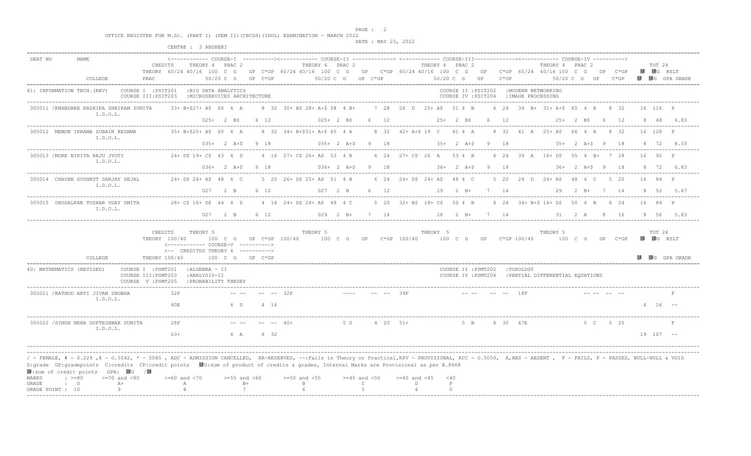OFFICE REGISTER FOR M.Sc. (PART I) (SEM II)(CBCGS)(IDOL) EXAMINATION - MARCH 2022

DATE : MAY 23, 2022

CENTRE : 3 ANDHERI

```
SEAT NO      NAME                   <------------ COURSE-I  ---------><------------ COURSE-II ------------> <------------ COURSE-III------------><------------ COURSE-IV ---------->
                          CREDITS     THEORY 4   PRAC 2               THEORY 4   PRAC 2                    THEORY 4   PRAC 2                    THEORY 4   PRAC 2                  TOT 24
                          THEORY 60/24 40/16 100  C  G   GP  C*GP 60/24 40/16 100  C  G   GP   C*GP 60/24 40/16 100  C  G   GP   C*GP 60/24 40/16 100  C  G   GP  C*GP      C  CG  RSLT
             COLLEGE      PRAC              50/20 C  G   GP  C*GP              50/20 C  G   GP C*GP              50/20 C  G   GP   C*GP              50/20 C  G   GP  C*GP      C  CG  GPA GRADE

61: INFORMATION TECH.(REV)    COURSE I  :PSIT201   :BIG DATA ANALYTICS                                           COURSE II :PSIT202   :MODERN NETWORKING
                              COURSE III:PSIT203   :MICROSERVICES ARCHITECTURE                                   COURSE IV :PSIT204   :IMAGE PROCESSING

 305011 /KHANDARE RADHIKA SHRIRAM SUNITA     33+ B+$27+ A$  60  4  A    8  32  30+ B$ 28+ A+$ 58  4 B+    7  28   26  D   25+ A$   51 4  B     6  24   34  B+  31+ A+$  65  4  A    8  32    16  116   P
           I.D.O.L.
                                                     025+  2  B$    6  12           025+  2  B$    6   12             25+  2  B$    6   12              25+  2  B$    6   12     8   48    6.83

 305012  MEMON IKRAMA ZUBAIR RESHMA          35+ B+$25+ A$  60  4  A    8  32  34+ B+$31+ A+$ 65  4 A     8  32   42+ A+$ 19  C    61 4  A     8  32   41  A   25+ A$   66  4  A    8  32    16  128   P
           I.D.O.L.
                                                     035+  2  A+$   9  18           035+  2  A+$   9   18             35+  2  A+$   9   18              35+  2  A+$   9   18     8   72    8.33

 305013 /MORE NIKITA RAJU JYOTI              24+ D$ 19+ C$  43  4  D    4  16  27+ C$ 26+ A$  53  4 B     6  24   27+ C$  26  A    53 4  B     6  24   39  A   16+ D$   55  4  B+   7  28    16   92   P
           I.D.O.L.
                                                     036+  2  A+$   9  18           036+  2  A+$   9   18             36+  2  A+$   9   18              36+  2  A+$   9   18     8   72    6.83

 305014  CHAVAN SUSHRUT SANJAY SEJAL         24+ D$ 24+ A$  48  4  C    5  20  26+ D$ 25+ A$  51  4 B     6  24   24+ D$  24+ A$   48 4  C     5  20   24  D   24+ A$   48  4  C    5  20    16   84   P
           I.D.O.L.
                                                     027   2  B     6  12           027   2  B     6   12             29   2  B+    7   14              29   2  B+    7   14     8   52    5.67

 305015  GHOSALKAR TUSHAR UDAY SMITA         28+ C$ 16+ D$  44  4  D    4  16  24+ D$ 24+ A$  48  4 C     5  20   32+ B$  18+ C$   50 4  B     6  24   34+ B+$ 16+ D$   50  4  B    6  24    16   84   P
           I.D.O.L.
                                                     027   2  B     6  12           029   2  B+    7   14             28   2  B+    7   14              31   2  A     8   16     8   56    5.83

                          CREDITS      THEORY 5                          THEORY 5                                 THEORY 5                                THEORY 5                         TOT 24
                          THEORY 100/40     100  C  G   GP  C*GP 100/40     100  C  G   GP   C*GP 100/40     100  C  G   GP   C*GP 100/40     100  C  G   GP  C*GP      C  CG  RSLT
                                 <------------ COURSE-V ---------->
                                 <-- CREDITDS THEORY 4 ---------->
             COLLEGE      THEORY 100/40     100  C  G   GP  C*GP                                                                                                             C  CG  GPA GRADE

40: MATHEMATICS (REVISED)     COURSE I  :PSMT201   :ALGEBRA - II                                           COURSE II :PSMT202   :TOPOLOGY
                              COURSE III:PSMT203   :ANALYSIS-II                                            COURSE IV :PSMT204   :PARTIAL DIFFERENTIAL EQUATIONS
                              COURSE  V :PSMT205   :PROBABILITY THEORY

 305021 /RATHOD ARTI JIVAN SHOBHA            32F              -- --   -- --  32F            ----    -- --  39F              -- --   -- --  18F              -- --   -- --                F
           I.D.O.L.
                                   40E              4  D    4  16                                                                                                        4   16   --

 305022 /SINGH NEHA GUPTESHWAR SUNITA        28F              -- --   -- --  40+             5  D    4  20  51+               5  B    6  30  47E              5  C    5  25                F
           I.D.O.L.
                                   63+              4  A    8  32                                                                                                       19  107   --
```

/ - FEMALE, # - 0.229 ,@ - O.5042, * - 5045 , ADC - ADMISSION CANCELLED, RR-RESERVED, --:Fails in Theory or Practical,RPV - PROVISIONAL, RCC - O.5050, A,ABS - ABSENT , F - FAILS, P - PASSES, NULL-NULL & VOID

G:grade GP:gradepoints C:credits CP:credit points CG:sum of product of credits & grades, Internal Marks are Provisional as per R.8668

C:sum of credit points GPA: CG /C

| MARKS | : >=80 | >=70 and <80 | >=60 and <70 | >=55 and <60 | >=50 and <55 | >=45 and <50 | >=40 and <45 | <40 |
|---|---|---|---|---|---|---|---|---|
| GRADE | : O | A+ | A | B+ | B | C | D | F |
| GRADE POINT | : 10 | 9 | 8 | 7 | 6 | 5 | 4 | 0 |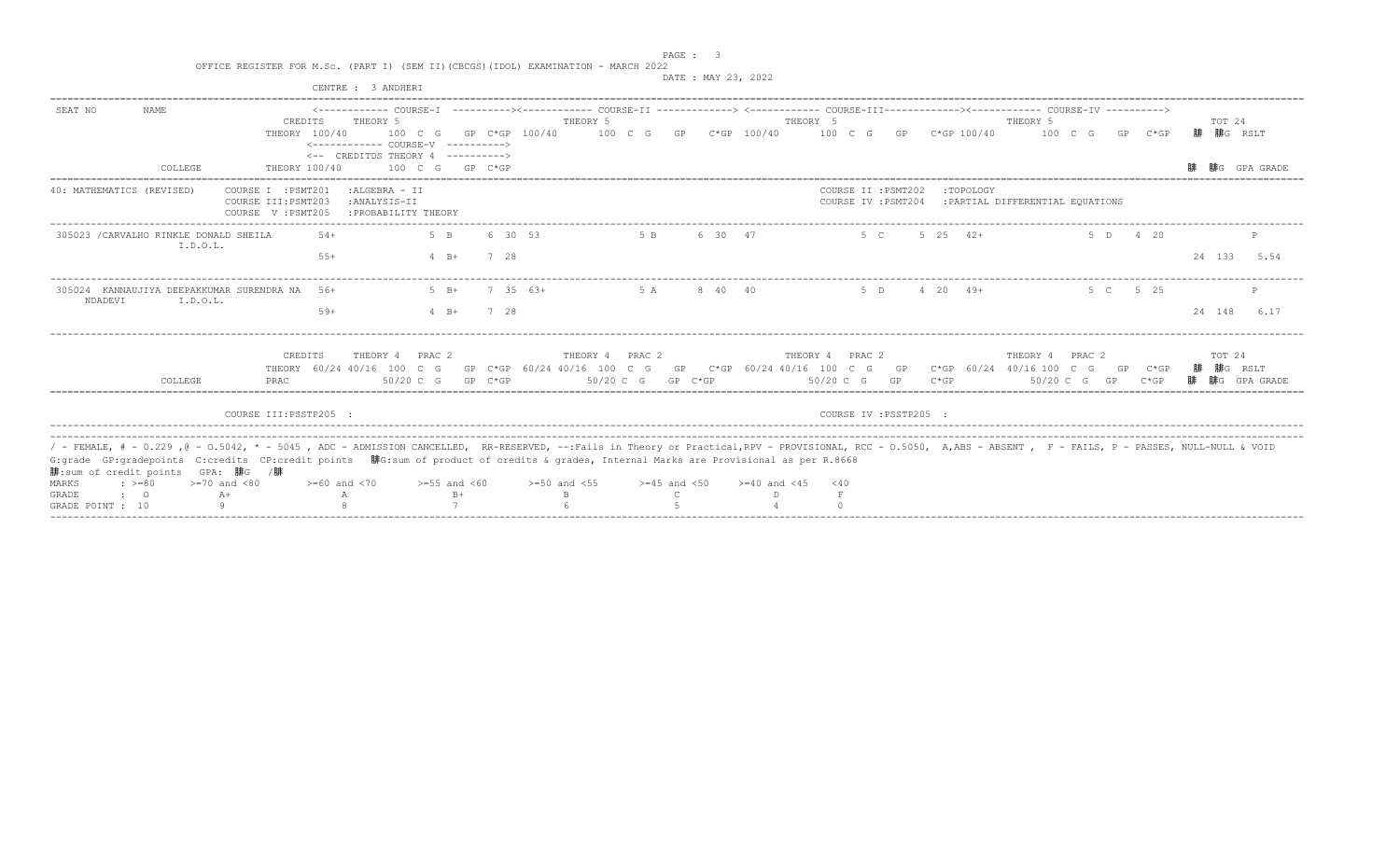OFFICE REGISTER FOR M.Sc. (PART I) (SEM II)(CBCGS)(IDOL) EXAMINATION - MARCH 2022

DATE : MAY 23, 2022

CENTRE : 3 ANDHERI

| SEAT NO | NAME | COURSE-I THEORY 5 (100/40, 100 C G GP C*GP) | COURSE-II THEORY 5 (100/40, 100 C G GP C*GP) | COURSE-III THEORY 5 (100/40, 100 C G GP C*GP) | COURSE-IV THEORY 5 (100/40, 100 C G GP C*GP) | TOT 24 䏌 䏌G RSLT |
|---|---|---|---|---|---|---|
| | COLLEGE | COURSE-V CREDITDS THEORY 4 (100/40, 100 C G GP C*GP) | | | | 䏌 䏌G GPA GRADE |

40: MATHEMATICS (REVISED)

COURSE I : PSMT201 : ALGEBRA - II
COURSE II : PSMT202 : TOPOLOGY
COURSE III: PSMT203 : ANALYSIS-II
COURSE IV : PSMT204 : PARTIAL DIFFERENTIAL EQUATIONS
COURSE V : PSMT205 : PROBABILITY THEORY

| SEAT NO | NAME | COURSE-I | COURSE-II | COURSE-III | COURSE-IV | RESULT |
|---|---|---|---|---|---|---|
| 305023 | /CARVALHO RINKLE DONALD SHEILA | 54+ 5 B 6 30 | 53 5 B 6 30 | 47 5 C 5 25 | 42+ 5 D 4 20 | P |
| | I.D.O.L. | COURSE-V: 55+ 4 B+ 7 28 | | | | 24 133 5.54 |
| 305024 | KANNAUJIYA DEEPAKKUMAR SURENDRA NANDADEVI | 56+ 5 B+ 7 35 | 63+ 5 A 8 40 | 40 5 D 4 20 | 49+ 5 C 5 25 | P |
| | I.D.O.L. | COURSE-V: 59+ 4 B+ 7 28 | | | | 24 148 6.17 |

| | CREDITS | THEORY 4 PRAC 2 | THEORY 4 PRAC 2 | THEORY 4 PRAC 2 | THEORY 4 PRAC 2 | TOT 24 |
|---|---|---|---|---|---|---|
| | THEORY | 60/24 40/16 100 C G GP C*GP | 60/24 40/16 100 C G GP C*GP | 60/24 40/16 100 C G GP C*GP | 60/24 40/16 100 C G GP C*GP | 䏌 䏌G RSLT |
| COLLEGE | PRAC | 50/20 C G GP C*GP | 50/20 C G GP C*GP | 50/20 C G GP C*GP | 50/20 C G GP C*GP | 䏌 䏌G GPA GRADE |

COURSE III:PSSTP205 :

COURSE IV :PSSTP205 :

/ - FEMALE, # - 0.229 ,@ - 0.5042, * - 5045 , ADC - ADMISSION CANCELLED, RR-RESERVED, --:Fails in Theory or Practical,RPV - PROVISIONAL, RCC - 0.5050, A,ABS - ABSENT , F - FAILS, P - PASSES, NULL-NULL & VOID

G:grade GP:gradepoints C:credits CP:credit points 䏌G:sum of product of credits & grades, Internal Marks are Provisional as per R.8668

䏌:sum of credit points GPA: 䏌G /䏌

| MARKS | : >=80 | >=70 and <80 | >=60 and <70 | >=55 and <60 | >=50 and <55 | >=45 and <50 | >=40 and <45 | <40 |
|---|---|---|---|---|---|---|---|---|
| GRADE | : O | A+ | A | B+ | B | C | D | F |
| GRADE POINT | : 10 | 9 | 8 | 7 | 6 | 5 | 4 | 0 |